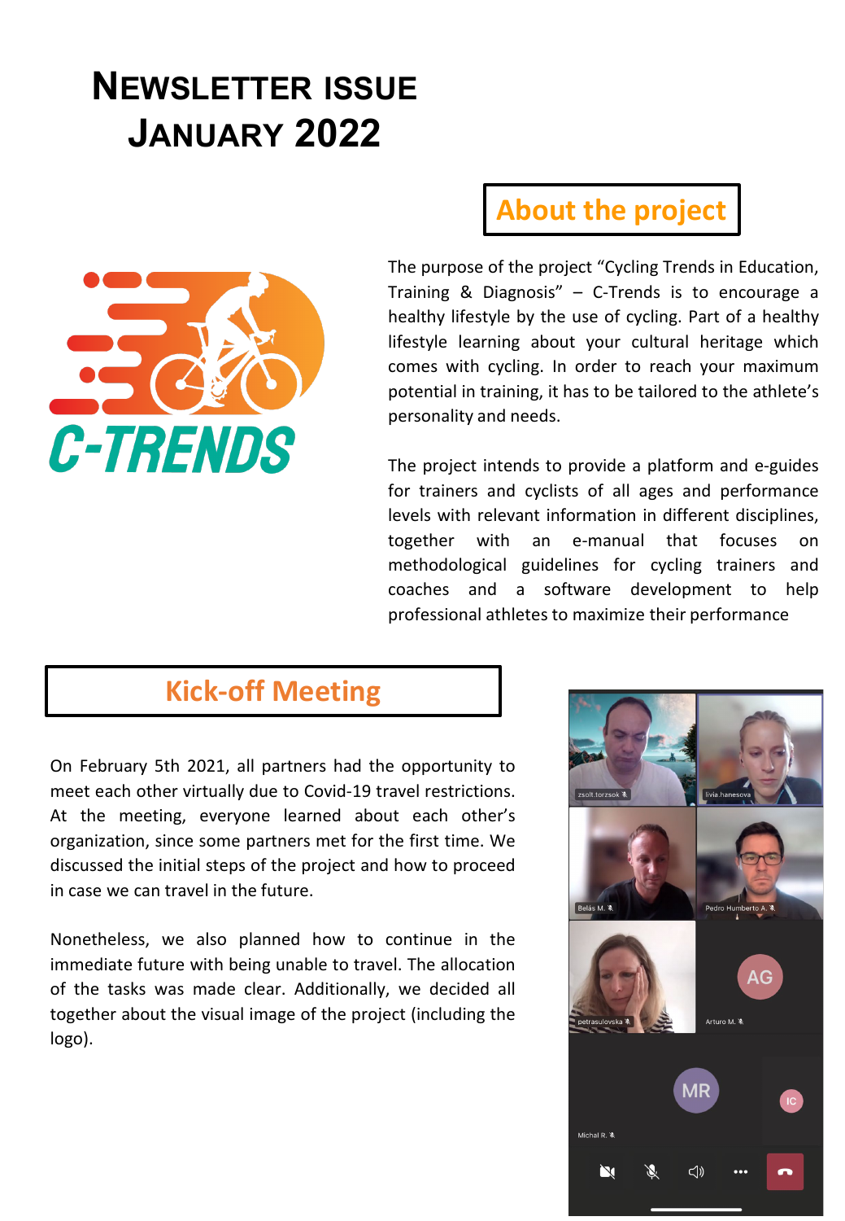# Newsletter Issue January 2022

## About the project

The purpose of the project "Cycling Trends in Education, Training & Diagnosis" – C-Trends is to encourage a healthy lifestyle by the use of cycling. Part of a healthy lifestyle learning about your cultural heritage which comes with cycling. In order to reach your maximum potential in training, it has to be tailored to the athlete's personality and needs.

The project intends to provide a platform and e-guides for trainers and cyclists of all ages and performance levels with relevant information in different disciplines, together with an e-manual that focuses on methodological guidelines for cycling trainers and coaches and a software development to help professional athletes to maximize their performance

## Kick-off Meeting

On February 5th 2021, all partners had the opportunity to meet each other virtually due to Covid-19 travel restrictions. At the meeting, everyone learned about each other's organization, since some partners met for the first time. We discussed the initial steps of the project and how to proceed in case we can travel in the future.

Nonetheless, we also planned how to continue in the immediate future with being unable to travel. The allocation of the tasks was made clear. Additionally, we decided all together about the visual image of the project (including the logo).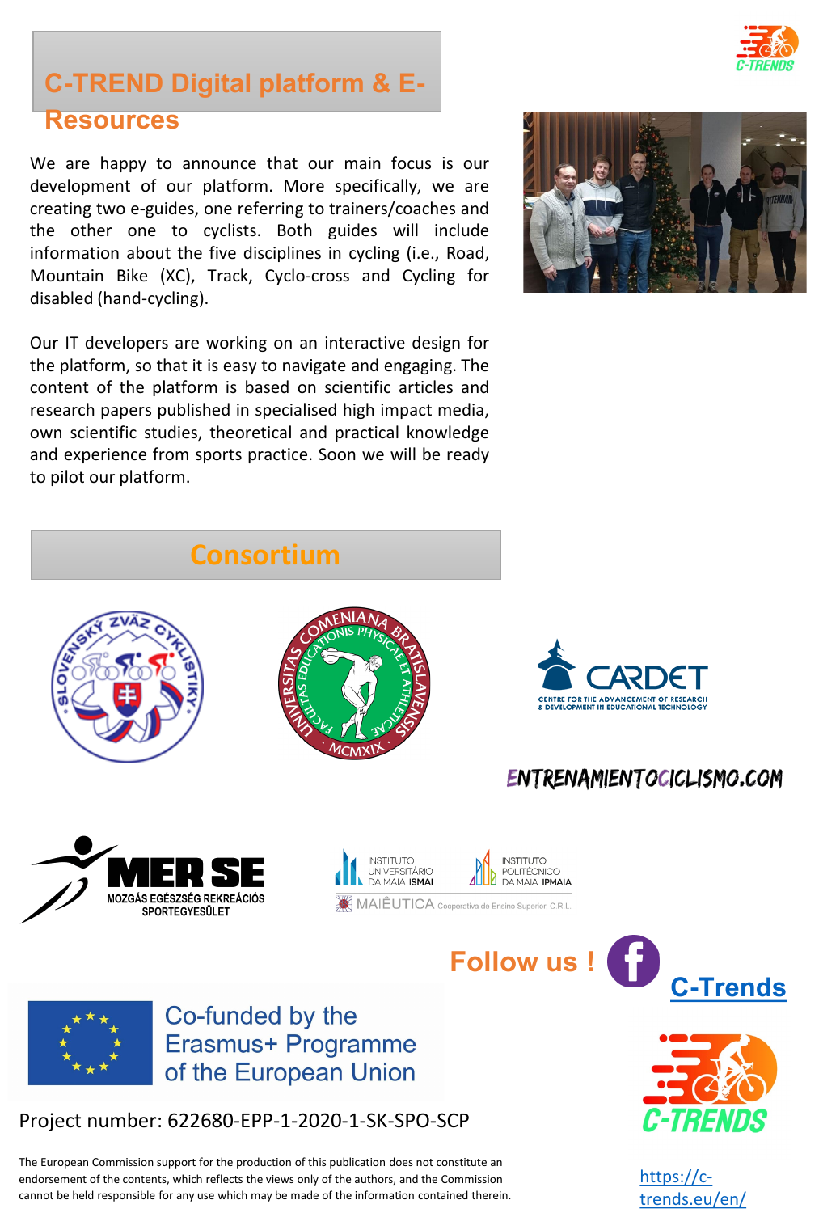## C-TREND Digital platform & E-Resources

We are happy to announce that our main focus is our development of our platform. More specifically, we are creating two e-guides, one referring to trainers/coaches and the other one to cyclists. Both guides will include information about the five disciplines in cycling (i.e., Road, Mountain Bike (XC), Track, Cyclo-cross and Cycling for disabled (hand-cycling).

Our IT developers are working on an interactive design for the platform, so that it is easy to navigate and engaging. The content of the platform is based on scientific articles and research papers published in specialised high impact media, own scientific studies, theoretical and practical knowledge and experience from sports practice. Soon we will be ready to pilot our platform.

## Consortium

ENTRENAMIENTOCICLISMO.COM

MERSE MOZGÁS EGÉSZSÉG REKREÁCIÓS SPORTEGYESÜLET

INSTITUTO UNIVERSITÁRIO DA MAIA ISMAI

INSTITUTO POLITÉCNICO DA MAIA IPMAIA

MAIÊUTICA Cooperativa de Ensino Superior, C.R.L.

CARDET CENTRE FOR THE ADVANCEMENT OF RESEARCH & DEVELOPMENT IN EDUCATIONAL TECHNOLOGY

**Follow us !** [C-Trends]

Co-funded by the Erasmus+ Programme of the European Union

Project number: 622680-EPP-1-2020-1-SK-SPO-SCP

https://c-trends.eu/en/

The European Commission support for the production of this publication does not constitute an endorsement of the contents, which reflects the views only of the authors, and the Commission cannot be held responsible for any use which may be made of the information contained therein.